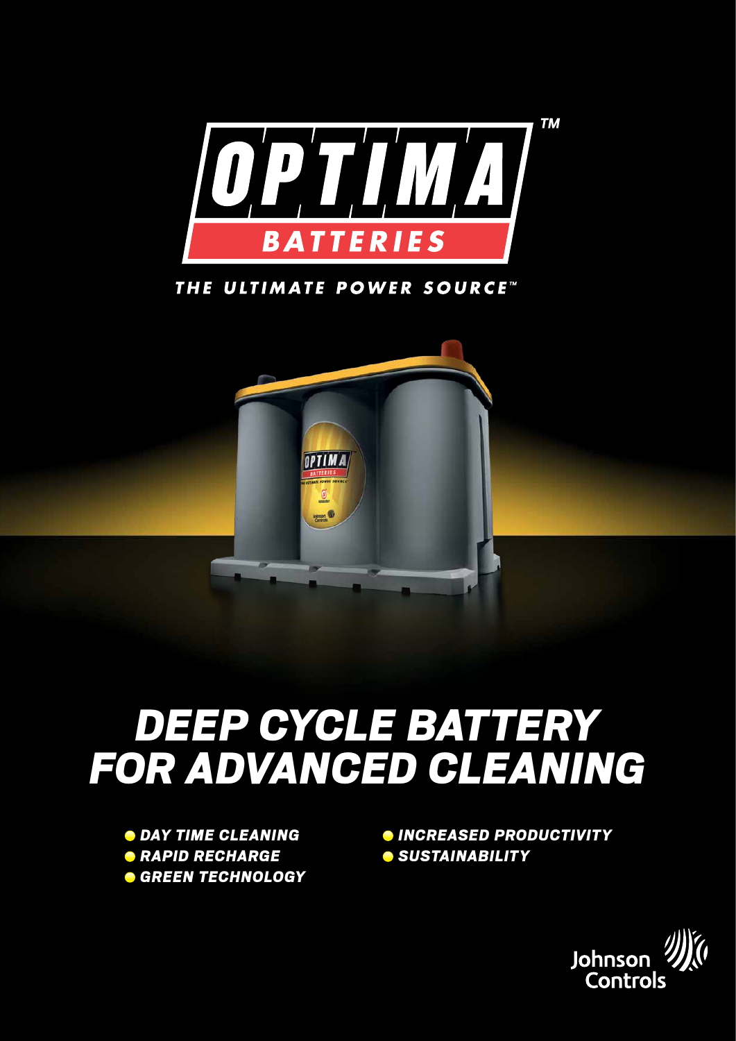# OPTIMA BATTERIES

THE ULTIMATE POWER SOURCE™

# DEEP CYCLE BATTERY FOR ADVANCED CLEANING

- DAY TIME CLEANING
- RAPID RECHARGE
- GREEN TECHNOLOGY
- INCREASED PRODUCTIVITY
- SUSTAINABILITY

Johnson Controls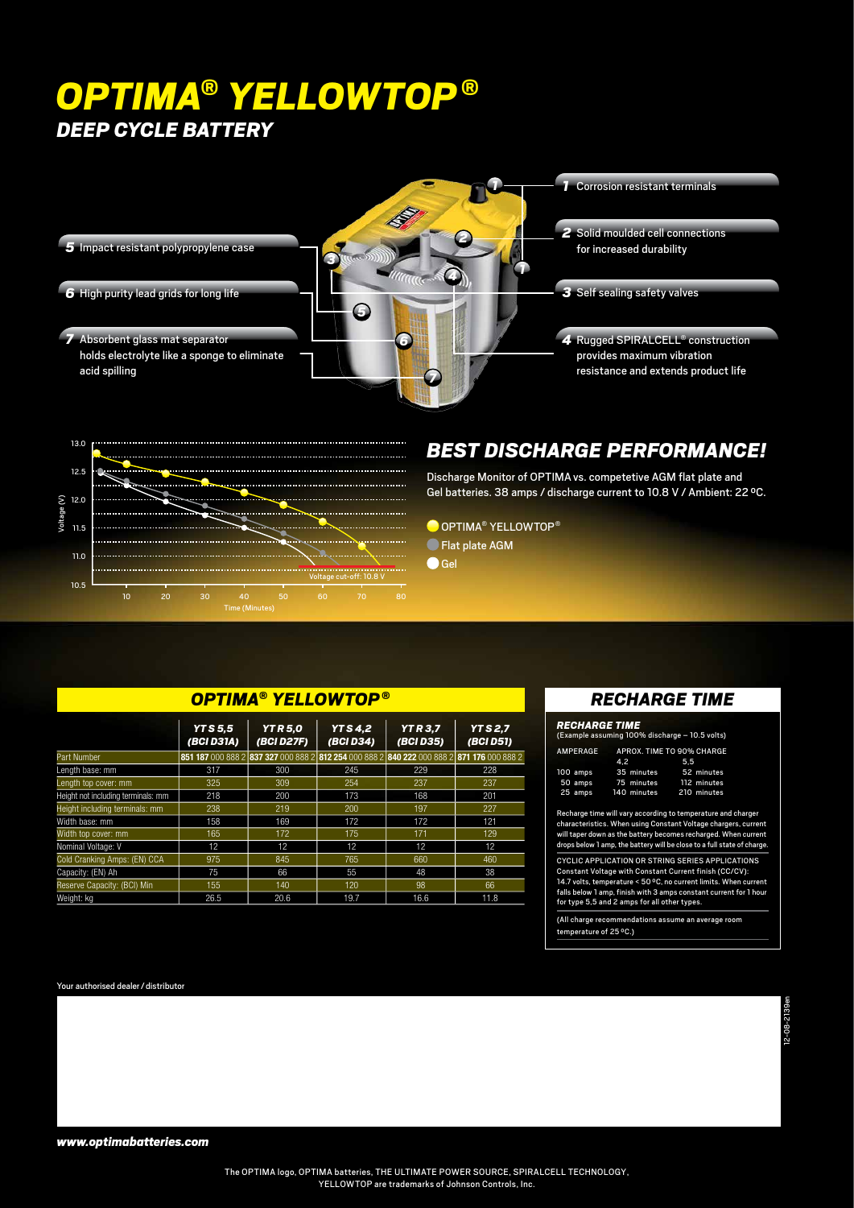# OPTIMA® YELLOWTOP®

## DEEP CYCLE BATTERY

1 Corrosion resistant terminals

2 Solid moulded cell connections for increased durability

3 Self sealing safety valves

4 Rugged SPIRALCELL® construction provides maximum vibration resistance and extends product life

5 Impact resistant polypropylene case

6 High purity lead grids for long life

7 Absorbent glass mat separator holds electrolyte like a sponge to eliminate acid spilling

13.0
12.5
12.0
11.5
11.0
10.5
Voltage (V)
10 20 30 40 50 60 70 80
Time (Minutes)
Voltage cut-off: 10.8 V

## BEST DISCHARGE PERFORMANCE!

Discharge Monitor of OPTIMA vs. competetive AGM flat plate and Gel batteries. 38 amps / discharge current to 10.8 V / Ambient: 22 ºC.

- OPTIMA® YELLOWTOP®
- Flat plate AGM
- Gel

## OPTIMA® YELLOWTOP®

| | *YT S 5,5 (BCI D31A)* | *YT R 5,0 (BCI D27F)* | *YT S 4,2 (BCI D34)* | *YT R 3,7 (BCI D35)* | *YT S 2,7 (BCI D51)* |
|---|---|---|---|---|---|
| Part Number | **851 187** 000 888 2 | **837 327** 000 888 2 | **812 254** 000 888 2 | **840 222** 000 888 2 | **871 176** 000 888 2 |
| Length base: mm | 317 | 300 | 245 | 229 | 228 |
| Length top cover: mm | 325 | 309 | 254 | 237 | 237 |
| Height not including terminals: mm | 218 | 200 | 173 | 168 | 201 |
| Height including terminals: mm | 238 | 219 | 200 | 197 | 227 |
| Width base: mm | 158 | 169 | 172 | 172 | 121 |
| Width top cover: mm | 165 | 172 | 175 | 171 | 129 |
| Nominal Voltage: V | 12 | 12 | 12 | 12 | 12 |
| Cold Cranking Amps: (EN) CCA | 975 | 845 | 765 | 660 | 460 |
| Capacity: (EN) Ah | 75 | 66 | 55 | 48 | 38 |
| Reserve Capacity: (BCI) Min | 155 | 140 | 120 | 98 | 66 |
| Weight: kg | 26.5 | 20.6 | 19.7 | 16.6 | 11.8 |

## RECHARGE TIME

***RECHARGE TIME***
(Example assuming 100% discharge – 10.5 volts)

| AMPERAGE | APROX. TIME TO 90% CHARGE 4,2 | 5,5 |
|---|---|---|
| 100 amps | 35 minutes | 52 minutes |
| 50 amps | 75 minutes | 112 minutes |
| 25 amps | 140 minutes | 210 minutes |

Recharge time will vary according to temperature and charger characteristics. When using Constant Voltage chargers, current will taper down as the battery becomes recharged. When current drops below 1 amp, the battery will be close to a full state of charge.

CYCLIC APPLICATION OR STRING SERIES APPLICATIONS
Constant Voltage with Constant Current finish (CC/CV): 14.7 volts, temperature < 50 ºC, no current limits. When current falls below 1 amp, finish with 3 amps constant current for 1 hour for type 5,5 and 2 amps for all other types.

(All charge recommendations assume an average room temperature of 25 ºC.)

Your authorised dealer / distributor

*www.optimabatteries.com*

The OPTIMA logo, OPTIMA batteries, THE ULTIMATE POWER SOURCE, SPIRALCELL TECHNOLOGY, YELLOWTOP are trademarks of Johnson Controls, Inc.

12-08-2139en